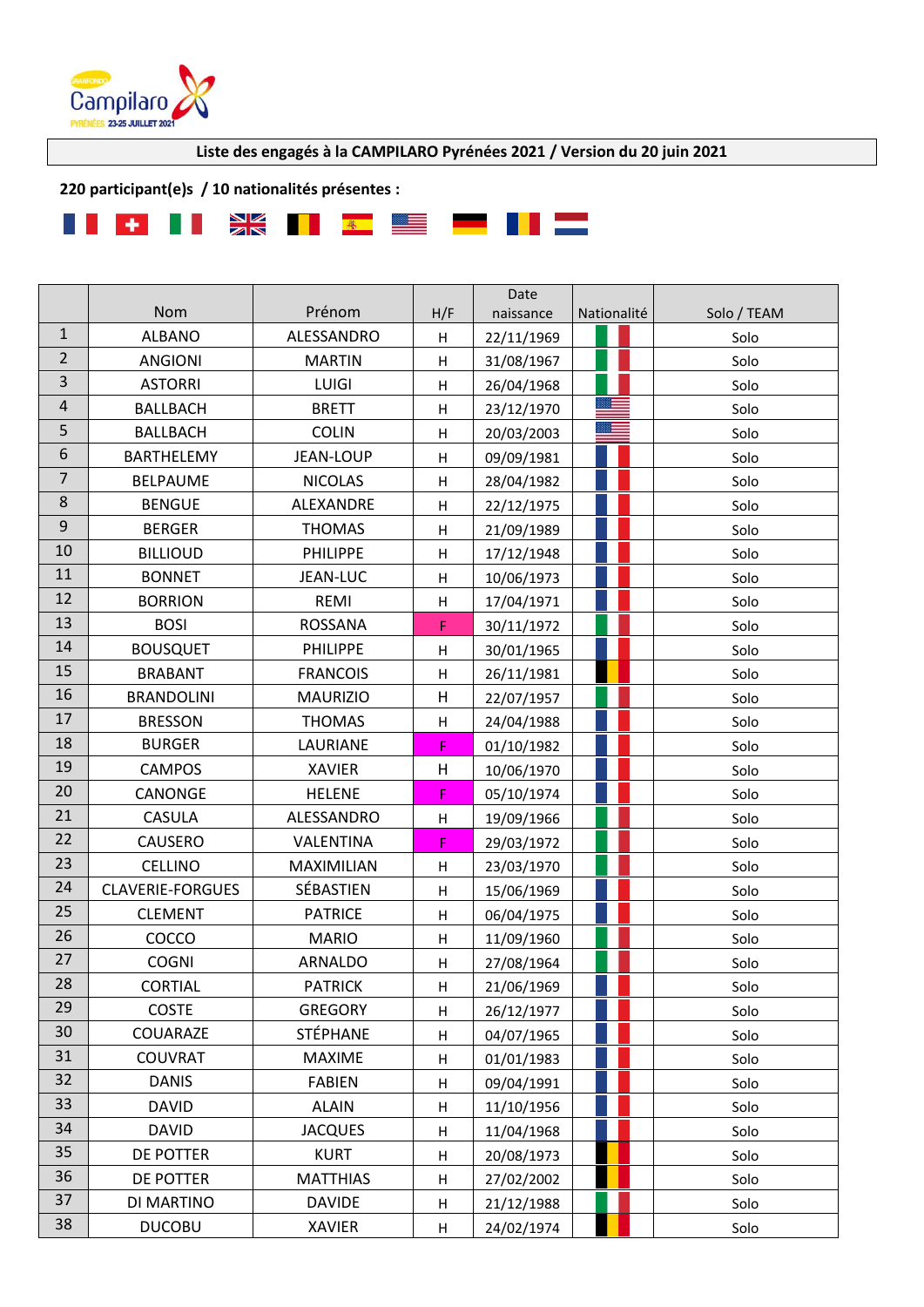**Liste des engagés à la CAMPILARO Pyrénées 2021 / Version du 20 juin 2021**

**220 participant(e)s / 10 nationalités présentes :**

| | Nom | Prénom | H/F | Date naissance | Nationalité | Solo / TEAM |
|---|---|---|---|---|---|---|
| 1 | ALBANO | ALESSANDRO | H | 22/11/1969 | | Solo |
| 2 | ANGIONI | MARTIN | H | 31/08/1967 | | Solo |
| 3 | ASTORRI | LUIGI | H | 26/04/1968 | | Solo |
| 4 | BALLBACH | BRETT | H | 23/12/1970 | | Solo |
| 5 | BALLBACH | COLIN | H | 20/03/2003 | | Solo |
| 6 | BARTHELEMY | JEAN-LOUP | H | 09/09/1981 | | Solo |
| 7 | BELPAUME | NICOLAS | H | 28/04/1982 | | Solo |
| 8 | BENGUE | ALEXANDRE | H | 22/12/1975 | | Solo |
| 9 | BERGER | THOMAS | H | 21/09/1989 | | Solo |
| 10 | BILLIOUD | PHILIPPE | H | 17/12/1948 | | Solo |
| 11 | BONNET | JEAN-LUC | H | 10/06/1973 | | Solo |
| 12 | BORRION | REMI | H | 17/04/1971 | | Solo |
| 13 | BOSI | ROSSANA | F | 30/11/1972 | | Solo |
| 14 | BOUSQUET | PHILIPPE | H | 30/01/1965 | | Solo |
| 15 | BRABANT | FRANCOIS | H | 26/11/1981 | | Solo |
| 16 | BRANDOLINI | MAURIZIO | H | 22/07/1957 | | Solo |
| 17 | BRESSON | THOMAS | H | 24/04/1988 | | Solo |
| 18 | BURGER | LAURIANE | F | 01/10/1982 | | Solo |
| 19 | CAMPOS | XAVIER | H | 10/06/1970 | | Solo |
| 20 | CANONGE | HELENE | F | 05/10/1974 | | Solo |
| 21 | CASULA | ALESSANDRO | H | 19/09/1966 | | Solo |
| 22 | CAUSERO | VALENTINA | F | 29/03/1972 | | Solo |
| 23 | CELLINO | MAXIMILIAN | H | 23/03/1970 | | Solo |
| 24 | CLAVERIE-FORGUES | SÉBASTIEN | H | 15/06/1969 | | Solo |
| 25 | CLEMENT | PATRICE | H | 06/04/1975 | | Solo |
| 26 | COCCO | MARIO | H | 11/09/1960 | | Solo |
| 27 | COGNI | ARNALDO | H | 27/08/1964 | | Solo |
| 28 | CORTIAL | PATRICK | H | 21/06/1969 | | Solo |
| 29 | COSTE | GREGORY | H | 26/12/1977 | | Solo |
| 30 | COUARAZE | STÉPHANE | H | 04/07/1965 | | Solo |
| 31 | COUVRAT | MAXIME | H | 01/01/1983 | | Solo |
| 32 | DANIS | FABIEN | H | 09/04/1991 | | Solo |
| 33 | DAVID | ALAIN | H | 11/10/1956 | | Solo |
| 34 | DAVID | JACQUES | H | 11/04/1968 | | Solo |
| 35 | DE POTTER | KURT | H | 20/08/1973 | | Solo |
| 36 | DE POTTER | MATTHIAS | H | 27/02/2002 | | Solo |
| 37 | DI MARTINO | DAVIDE | H | 21/12/1988 | | Solo |
| 38 | DUCOBU | XAVIER | H | 24/02/1974 | | Solo |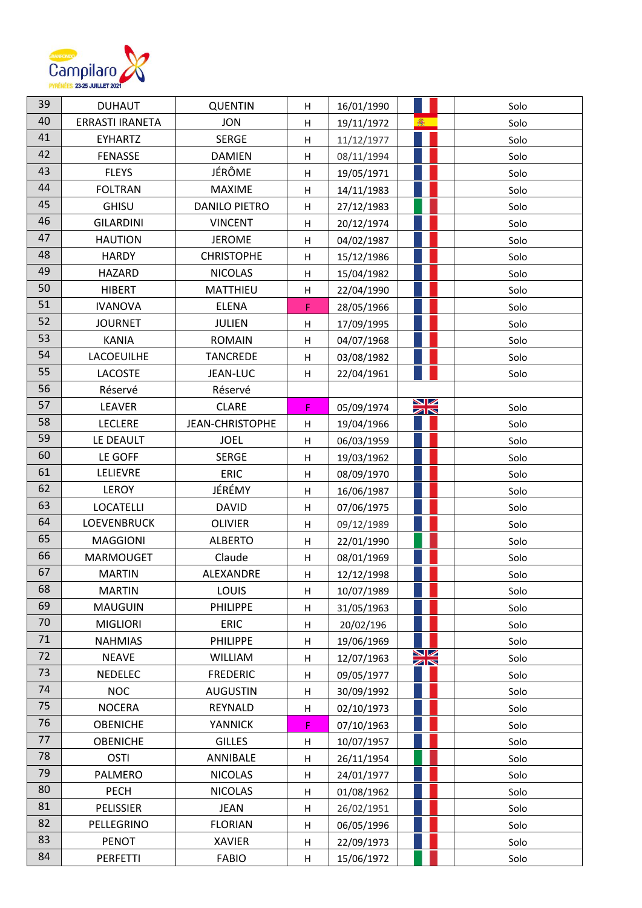| | | | | | | |
|---|---|---|---|---|---|---|
| 39 | DUHAUT | QUENTIN | H | 16/01/1990 | | Solo |
| 40 | ERRASTI IRANETA | JON | H | 19/11/1972 | | Solo |
| 41 | EYHARTZ | SERGE | H | 11/12/1977 | | Solo |
| 42 | FENASSE | DAMIEN | H | 08/11/1994 | | Solo |
| 43 | FLEYS | JÉRÔME | H | 19/05/1971 | | Solo |
| 44 | FOLTRAN | MAXIME | H | 14/11/1983 | | Solo |
| 45 | GHISU | DANILO PIETRO | H | 27/12/1983 | | Solo |
| 46 | GILARDINI | VINCENT | H | 20/12/1974 | | Solo |
| 47 | HAUTION | JEROME | H | 04/02/1987 | | Solo |
| 48 | HARDY | CHRISTOPHE | H | 15/12/1986 | | Solo |
| 49 | HAZARD | NICOLAS | H | 15/04/1982 | | Solo |
| 50 | HIBERT | MATTHIEU | H | 22/04/1990 | | Solo |
| 51 | IVANOVA | ELENA | F | 28/05/1966 | | Solo |
| 52 | JOURNET | JULIEN | H | 17/09/1995 | | Solo |
| 53 | KANIA | ROMAIN | H | 04/07/1968 | | Solo |
| 54 | LACOEUILHE | TANCREDE | H | 03/08/1982 | | Solo |
| 55 | LACOSTE | JEAN-LUC | H | 22/04/1961 | | Solo |
| 56 | Réservé | Réservé | | | | |
| 57 | LEAVER | CLARE | F | 05/09/1974 | | Solo |
| 58 | LECLERE | JEAN-CHRISTOPHE | H | 19/04/1966 | | Solo |
| 59 | LE DEAULT | JOEL | H | 06/03/1959 | | Solo |
| 60 | LE GOFF | SERGE | H | 19/03/1962 | | Solo |
| 61 | LELIEVRE | ERIC | H | 08/09/1970 | | Solo |
| 62 | LEROY | JÉRÉMY | H | 16/06/1987 | | Solo |
| 63 | LOCATELLI | DAVID | H | 07/06/1975 | | Solo |
| 64 | LOEVENBRUCK | OLIVIER | H | 09/12/1989 | | Solo |
| 65 | MAGGIONI | ALBERTO | H | 22/01/1990 | | Solo |
| 66 | MARMOUGET | Claude | H | 08/01/1969 | | Solo |
| 67 | MARTIN | ALEXANDRE | H | 12/12/1998 | | Solo |
| 68 | MARTIN | LOUIS | H | 10/07/1989 | | Solo |
| 69 | MAUGUIN | PHILIPPE | H | 31/05/1963 | | Solo |
| 70 | MIGLIORI | ERIC | H | 20/02/196 | | Solo |
| 71 | NAHMIAS | PHILIPPE | H | 19/06/1969 | | Solo |
| 72 | NEAVE | WILLIAM | H | 12/07/1963 | | Solo |
| 73 | NEDELEC | FREDERIC | H | 09/05/1977 | | Solo |
| 74 | NOC | AUGUSTIN | H | 30/09/1992 | | Solo |
| 75 | NOCERA | REYNALD | H | 02/10/1973 | | Solo |
| 76 | OBENICHE | YANNICK | F | 07/10/1963 | | Solo |
| 77 | OBENICHE | GILLES | H | 10/07/1957 | | Solo |
| 78 | OSTI | ANNIBALE | H | 26/11/1954 | | Solo |
| 79 | PALMERO | NICOLAS | H | 24/01/1977 | | Solo |
| 80 | PECH | NICOLAS | H | 01/08/1962 | | Solo |
| 81 | PELISSIER | JEAN | H | 26/02/1951 | | Solo |
| 82 | PELLEGRINO | FLORIAN | H | 06/05/1996 | | Solo |
| 83 | PENOT | XAVIER | H | 22/09/1973 | | Solo |
| 84 | PERFETTI | FABIO | H | 15/06/1972 | | Solo |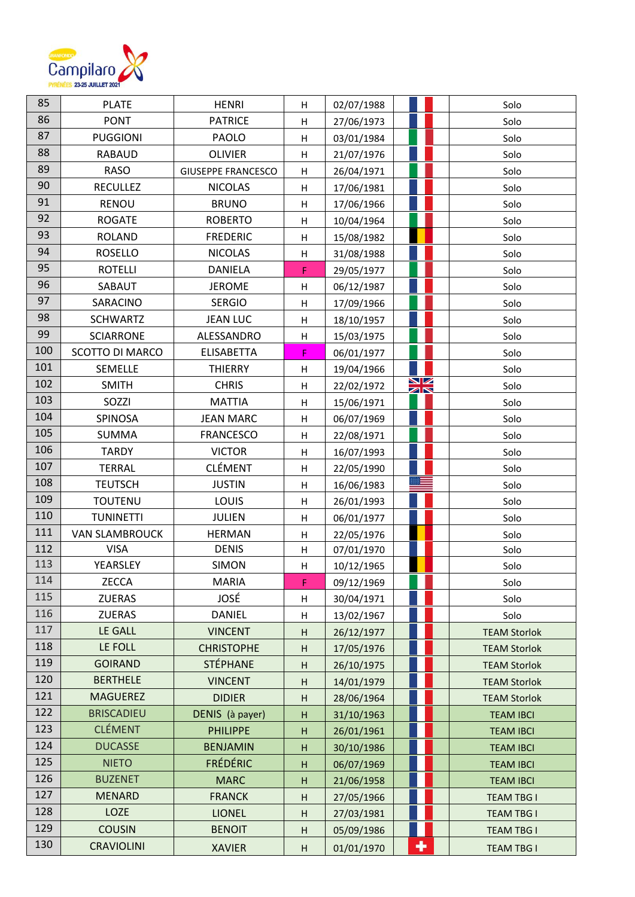| 85 | PLATE | HENRI | H | 02/07/1988 | | Solo |
|---|---|---|---|---|---|---|
| 86 | PONT | PATRICE | H | 27/06/1973 | | Solo |
| 87 | PUGGIONI | PAOLO | H | 03/01/1984 | | Solo |
| 88 | RABAUD | OLIVIER | H | 21/07/1976 | | Solo |
| 89 | RASO | GIUSEPPE FRANCESCO | H | 26/04/1971 | | Solo |
| 90 | RECULLEZ | NICOLAS | H | 17/06/1981 | | Solo |
| 91 | RENOU | BRUNO | H | 17/06/1966 | | Solo |
| 92 | ROGATE | ROBERTO | H | 10/04/1964 | | Solo |
| 93 | ROLAND | FREDERIC | H | 15/08/1982 | | Solo |
| 94 | ROSELLO | NICOLAS | H | 31/08/1988 | | Solo |
| 95 | ROTELLI | DANIELA | F | 29/05/1977 | | Solo |
| 96 | SABAUT | JEROME | H | 06/12/1987 | | Solo |
| 97 | SARACINO | SERGIO | H | 17/09/1966 | | Solo |
| 98 | SCHWARTZ | JEAN LUC | H | 18/10/1957 | | Solo |
| 99 | SCIARRONE | ALESSANDRO | H | 15/03/1975 | | Solo |
| 100 | SCOTTO DI MARCO | ELISABETTA | F | 06/01/1977 | | Solo |
| 101 | SEMELLE | THIERRY | H | 19/04/1966 | | Solo |
| 102 | SMITH | CHRIS | H | 22/02/1972 | | Solo |
| 103 | SOZZI | MATTIA | H | 15/06/1971 | | Solo |
| 104 | SPINOSA | JEAN MARC | H | 06/07/1969 | | Solo |
| 105 | SUMMA | FRANCESCO | H | 22/08/1971 | | Solo |
| 106 | TARDY | VICTOR | H | 16/07/1993 | | Solo |
| 107 | TERRAL | CLÉMENT | H | 22/05/1990 | | Solo |
| 108 | TEUTSCH | JUSTIN | H | 16/06/1983 | | Solo |
| 109 | TOUTENU | LOUIS | H | 26/01/1993 | | Solo |
| 110 | TUNINETTI | JULIEN | H | 06/01/1977 | | Solo |
| 111 | VAN SLAMBROUCK | HERMAN | H | 22/05/1976 | | Solo |
| 112 | VISA | DENIS | H | 07/01/1970 | | Solo |
| 113 | YEARSLEY | SIMON | H | 10/12/1965 | | Solo |
| 114 | ZECCA | MARIA | F | 09/12/1969 | | Solo |
| 115 | ZUERAS | JOSÉ | H | 30/04/1971 | | Solo |
| 116 | ZUERAS | DANIEL | H | 13/02/1967 | | Solo |
| 117 | LE GALL | VINCENT | H | 26/12/1977 | | TEAM Storlok |
| 118 | LE FOLL | CHRISTOPHE | H | 17/05/1976 | | TEAM Storlok |
| 119 | GOIRAND | STÉPHANE | H | 26/10/1975 | | TEAM Storlok |
| 120 | BERTHELE | VINCENT | H | 14/01/1979 | | TEAM Storlok |
| 121 | MAGUEREZ | DIDIER | H | 28/06/1964 | | TEAM Storlok |
| 122 | BRISCADIEU | DENIS (à payer) | H | 31/10/1963 | | TEAM IBCI |
| 123 | CLÉMENT | PHILIPPE | H | 26/01/1961 | | TEAM IBCI |
| 124 | DUCASSE | BENJAMIN | H | 30/10/1986 | | TEAM IBCI |
| 125 | NIETO | FRÉDÉRIC | H | 06/07/1969 | | TEAM IBCI |
| 126 | BUZENET | MARC | H | 21/06/1958 | | TEAM IBCI |
| 127 | MENARD | FRANCK | H | 27/05/1966 | | TEAM TBG I |
| 128 | LOZE | LIONEL | H | 27/03/1981 | | TEAM TBG I |
| 129 | COUSIN | BENOIT | H | 05/09/1986 | | TEAM TBG I |
| 130 | CRAVIOLINI | XAVIER | H | 01/01/1970 | | TEAM TBG I |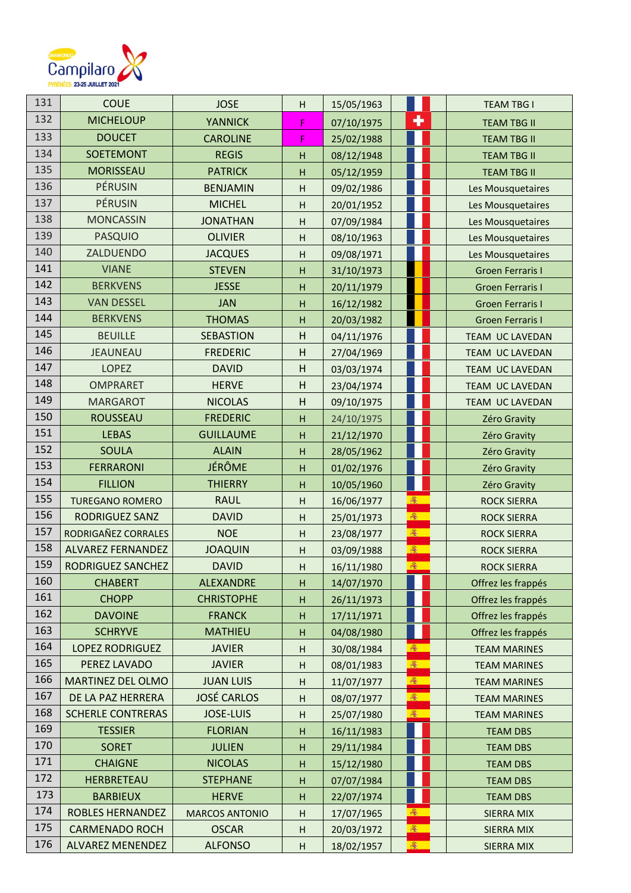| | | | | | | |
|---|---|---|---|---|---|---|
| 131 | COUE | JOSE | H | 15/05/1963 | | TEAM TBG I |
| 132 | MICHELOUP | YANNICK | F | 07/10/1975 | | TEAM TBG II |
| 133 | DOUCET | CAROLINE | F | 25/02/1988 | | TEAM TBG II |
| 134 | SOETEMONT | REGIS | H | 08/12/1948 | | TEAM TBG II |
| 135 | MORISSEAU | PATRICK | H | 05/12/1959 | | TEAM TBG II |
| 136 | PÉRUSIN | BENJAMIN | H | 09/02/1986 | | Les Mousquetaires |
| 137 | PÉRUSIN | MICHEL | H | 20/01/1952 | | Les Mousquetaires |
| 138 | MONCASSIN | JONATHAN | H | 07/09/1984 | | Les Mousquetaires |
| 139 | PASQUIO | OLIVIER | H | 08/10/1963 | | Les Mousquetaires |
| 140 | ZALDUENDO | JACQUES | H | 09/08/1971 | | Les Mousquetaires |
| 141 | VIANE | STEVEN | H | 31/10/1973 | | Groen Ferraris I |
| 142 | BERKVENS | JESSE | H | 20/11/1979 | | Groen Ferraris I |
| 143 | VAN DESSEL | JAN | H | 16/12/1982 | | Groen Ferraris I |
| 144 | BERKVENS | THOMAS | H | 20/03/1982 | | Groen Ferraris I |
| 145 | BEUILLE | SEBASTION | H | 04/11/1976 | | TEAM UC LAVEDAN |
| 146 | JEAUNEAU | FREDERIC | H | 27/04/1969 | | TEAM UC LAVEDAN |
| 147 | LOPEZ | DAVID | H | 03/03/1974 | | TEAM UC LAVEDAN |
| 148 | OMPRARET | HERVE | H | 23/04/1974 | | TEAM UC LAVEDAN |
| 149 | MARGAROT | NICOLAS | H | 09/10/1975 | | TEAM UC LAVEDAN |
| 150 | ROUSSEAU | FREDERIC | H | 24/10/1975 | | Zéro Gravity |
| 151 | LEBAS | GUILLAUME | H | 21/12/1970 | | Zéro Gravity |
| 152 | SOULA | ALAIN | H | 28/05/1962 | | Zéro Gravity |
| 153 | FERRARONI | JÉRÔME | H | 01/02/1976 | | Zéro Gravity |
| 154 | FILLION | THIERRY | H | 10/05/1960 | | Zéro Gravity |
| 155 | TUREGANO ROMERO | RAUL | H | 16/06/1977 | | ROCK SIERRA |
| 156 | RODRIGUEZ SANZ | DAVID | H | 25/01/1973 | | ROCK SIERRA |
| 157 | RODRIGAÑEZ CORRALES | NOE | H | 23/08/1977 | | ROCK SIERRA |
| 158 | ALVAREZ FERNANDEZ | JOAQUIN | H | 03/09/1988 | | ROCK SIERRA |
| 159 | RODRIGUEZ SANCHEZ | DAVID | H | 16/11/1980 | | ROCK SIERRA |
| 160 | CHABERT | ALEXANDRE | H | 14/07/1970 | | Offrez les frappés |
| 161 | CHOPP | CHRISTOPHE | H | 26/11/1973 | | Offrez les frappés |
| 162 | DAVOINE | FRANCK | H | 17/11/1971 | | Offrez les frappés |
| 163 | SCHRYVE | MATHIEU | H | 04/08/1980 | | Offrez les frappés |
| 164 | LOPEZ RODRIGUEZ | JAVIER | H | 30/08/1984 | | TEAM MARINES |
| 165 | PEREZ LAVADO | JAVIER | H | 08/01/1983 | | TEAM MARINES |
| 166 | MARTINEZ DEL OLMO | JUAN LUIS | H | 11/07/1977 | | TEAM MARINES |
| 167 | DE LA PAZ HERRERA | JOSÉ CARLOS | H | 08/07/1977 | | TEAM MARINES |
| 168 | SCHERLE CONTRERAS | JOSE-LUIS | H | 25/07/1980 | | TEAM MARINES |
| 169 | TESSIER | FLORIAN | H | 16/11/1983 | | TEAM DBS |
| 170 | SORET | JULIEN | H | 29/11/1984 | | TEAM DBS |
| 171 | CHAIGNE | NICOLAS | H | 15/12/1980 | | TEAM DBS |
| 172 | HERBRETEAU | STEPHANE | H | 07/07/1984 | | TEAM DBS |
| 173 | BARBIEUX | HERVE | H | 22/07/1974 | | TEAM DBS |
| 174 | ROBLES HERNANDEZ | MARCOS ANTONIO | H | 17/07/1965 | | SIERRA MIX |
| 175 | CARMENADO ROCH | OSCAR | H | 20/03/1972 | | SIERRA MIX |
| 176 | ALVAREZ MENENDEZ | ALFONSO | H | 18/02/1957 | | SIERRA MIX |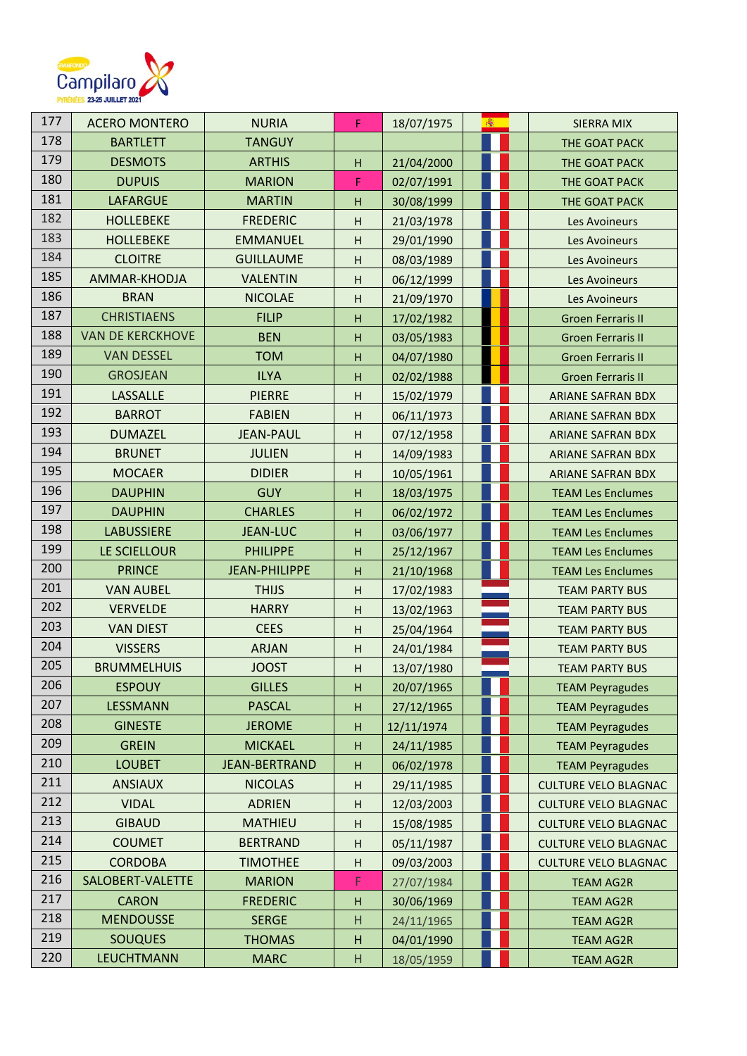| 177 | ACERO MONTERO | NURIA | F | 18/07/1975 | | SIERRA MIX |
|---|---|---|---|---|---|---|
| 178 | BARTLETT | TANGUY | | | | THE GOAT PACK |
| 179 | DESMOTS | ARTHIS | H | 21/04/2000 | | THE GOAT PACK |
| 180 | DUPUIS | MARION | F | 02/07/1991 | | THE GOAT PACK |
| 181 | LAFARGUE | MARTIN | H | 30/08/1999 | | THE GOAT PACK |
| 182 | HOLLEBEKE | FREDERIC | H | 21/03/1978 | | Les Avoineurs |
| 183 | HOLLEBEKE | EMMANUEL | H | 29/01/1990 | | Les Avoineurs |
| 184 | CLOITRE | GUILLAUME | H | 08/03/1989 | | Les Avoineurs |
| 185 | AMMAR-KHODJA | VALENTIN | H | 06/12/1999 | | Les Avoineurs |
| 186 | BRAN | NICOLAE | H | 21/09/1970 | | Les Avoineurs |
| 187 | CHRISTIAENS | FILIP | H | 17/02/1982 | | Groen Ferraris II |
| 188 | VAN DE KERCKHOVE | BEN | H | 03/05/1983 | | Groen Ferraris II |
| 189 | VAN DESSEL | TOM | H | 04/07/1980 | | Groen Ferraris II |
| 190 | GROSJEAN | ILYA | H | 02/02/1988 | | Groen Ferraris II |
| 191 | LASSALLE | PIERRE | H | 15/02/1979 | | ARIANE SAFRAN BDX |
| 192 | BARROT | FABIEN | H | 06/11/1973 | | ARIANE SAFRAN BDX |
| 193 | DUMAZEL | JEAN-PAUL | H | 07/12/1958 | | ARIANE SAFRAN BDX |
| 194 | BRUNET | JULIEN | H | 14/09/1983 | | ARIANE SAFRAN BDX |
| 195 | MOCAER | DIDIER | H | 10/05/1961 | | ARIANE SAFRAN BDX |
| 196 | DAUPHIN | GUY | H | 18/03/1975 | | TEAM Les Enclumes |
| 197 | DAUPHIN | CHARLES | H | 06/02/1972 | | TEAM Les Enclumes |
| 198 | LABUSSIERE | JEAN-LUC | H | 03/06/1977 | | TEAM Les Enclumes |
| 199 | LE SCIELLOUR | PHILIPPE | H | 25/12/1967 | | TEAM Les Enclumes |
| 200 | PRINCE | JEAN-PHILIPPE | H | 21/10/1968 | | TEAM Les Enclumes |
| 201 | VAN AUBEL | THIJS | H | 17/02/1983 | | TEAM PARTY BUS |
| 202 | VERVELDE | HARRY | H | 13/02/1963 | | TEAM PARTY BUS |
| 203 | VAN DIEST | CEES | H | 25/04/1964 | | TEAM PARTY BUS |
| 204 | VISSERS | ARJAN | H | 24/01/1984 | | TEAM PARTY BUS |
| 205 | BRUMMELHUIS | JOOST | H | 13/07/1980 | | TEAM PARTY BUS |
| 206 | ESPOUY | GILLES | H | 20/07/1965 | | TEAM Peyragudes |
| 207 | LESSMANN | PASCAL | H | 27/12/1965 | | TEAM Peyragudes |
| 208 | GINESTE | JEROME | H | 12/11/1974 | | TEAM Peyragudes |
| 209 | GREIN | MICKAEL | H | 24/11/1985 | | TEAM Peyragudes |
| 210 | LOUBET | JEAN-BERTRAND | H | 06/02/1978 | | TEAM Peyragudes |
| 211 | ANSIAUX | NICOLAS | H | 29/11/1985 | | CULTURE VELO BLAGNAC |
| 212 | VIDAL | ADRIEN | H | 12/03/2003 | | CULTURE VELO BLAGNAC |
| 213 | GIBAUD | MATHIEU | H | 15/08/1985 | | CULTURE VELO BLAGNAC |
| 214 | COUMET | BERTRAND | H | 05/11/1987 | | CULTURE VELO BLAGNAC |
| 215 | CORDOBA | TIMOTHEE | H | 09/03/2003 | | CULTURE VELO BLAGNAC |
| 216 | SALOBERT-VALETTE | MARION | F | 27/07/1984 | | TEAM AG2R |
| 217 | CARON | FREDERIC | H | 30/06/1969 | | TEAM AG2R |
| 218 | MENDOUSSE | SERGE | H | 24/11/1965 | | TEAM AG2R |
| 219 | SOUQUES | THOMAS | H | 04/01/1990 | | TEAM AG2R |
| 220 | LEUCHTMANN | MARC | H | 18/05/1959 | | TEAM AG2R |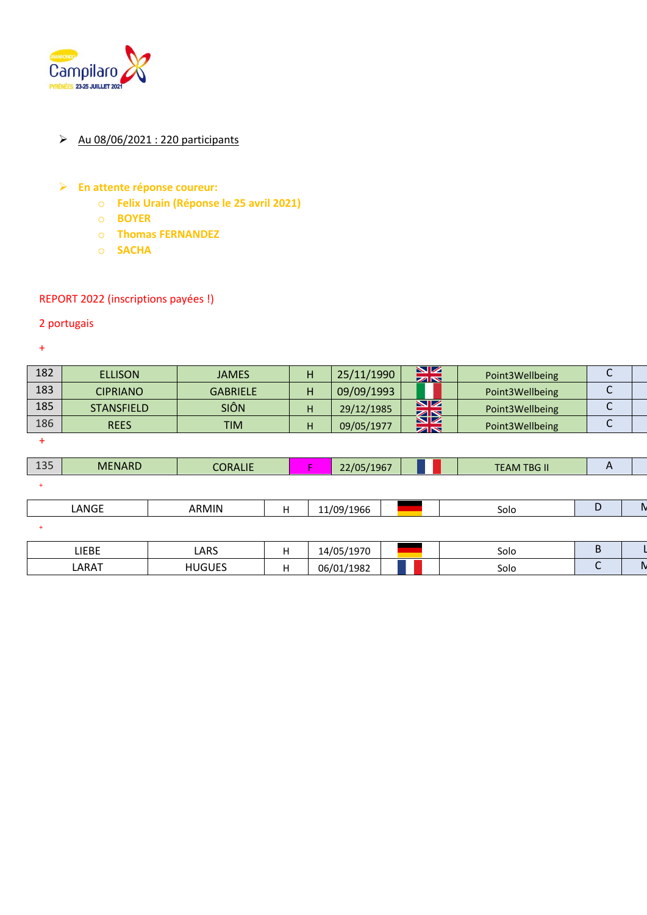Campilaro
GRANFONDO
PYRÉNÉES 23-25 JUILLET 2021

- Au 08/06/2021 : 220 participants

- **En attente réponse coureur:**
  - **Felix Urain (Réponse le 25 avril 2021)**
  - **BOYER**
  - **Thomas FERNANDEZ**
  - **SACHA**

REPORT 2022 (inscriptions payées !)

2 portugais

+

| | | | | | | | | |
|---|---|---|---|---|---|---|---|---|
| 182 | ELLISON | JAMES | H | 25/11/1990 | | Point3Wellbeing | C | |
| 183 | CIPRIANO | GABRIELE | H | 09/09/1993 | | Point3Wellbeing | C | |
| 185 | STANSFIELD | SIÔN | H | 29/12/1985 | | Point3Wellbeing | C | |
| 186 | REES | TIM | H | 09/05/1977 | | Point3Wellbeing | C | |

+

| | | | | | | | | |
|---|---|---|---|---|---|---|---|---|
| 135 | MENARD | CORALIE | F | 22/05/1967 | | TEAM TBG II | A | |

+

| | | | | | | | |
|---|---|---|---|---|---|---|---|
| LANGE | ARMIN | H | 11/09/1966 | | Solo | D | M |

+

| | | | | | | | |
|---|---|---|---|---|---|---|---|
| LIEBE | LARS | H | 14/05/1970 | | Solo | B | L |
| LARAT | HUGUES | H | 06/01/1982 | | Solo | C | M |